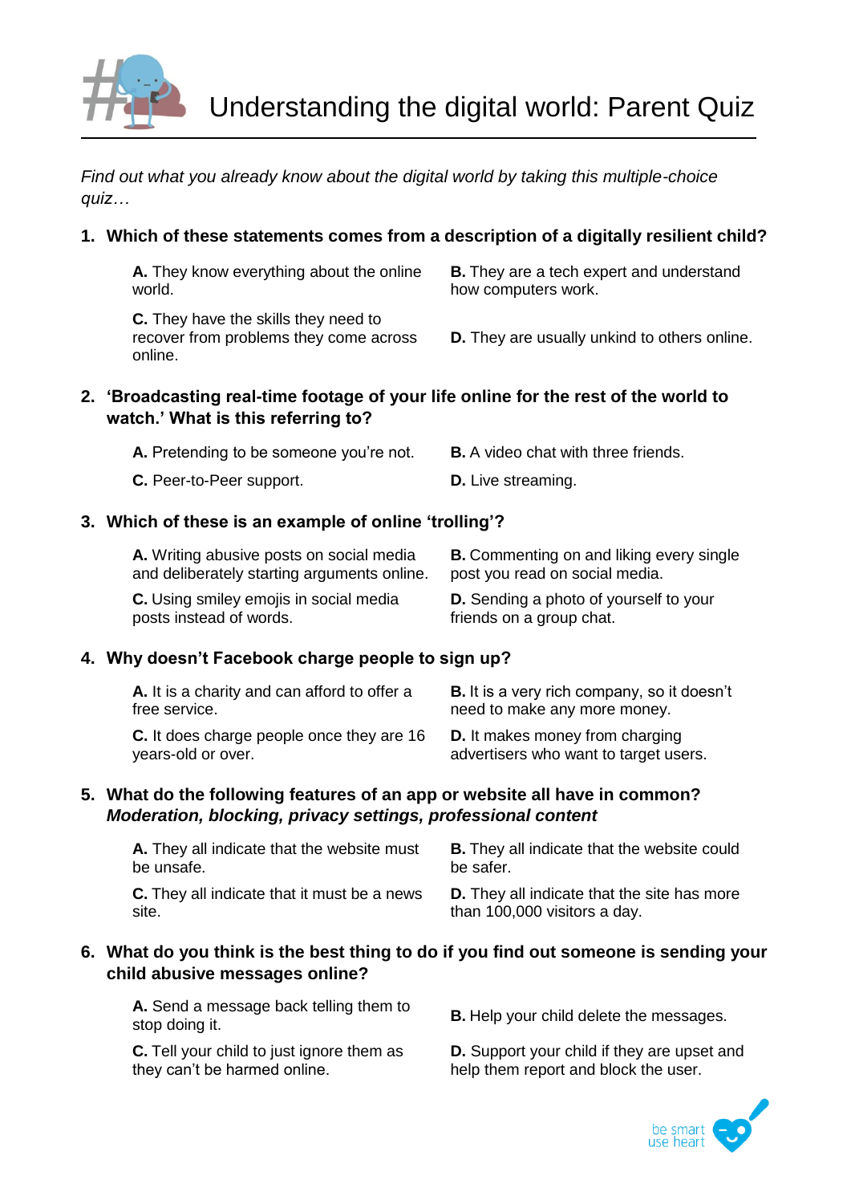# Understanding the digital world: Parent Quiz

*Find out what you already know about the digital world by taking this multiple-choice quiz…*

1. **Which of these statements comes from a description of a digitally resilient child?**

   **A.** They know everything about the online world.

   **B.** They are a tech expert and understand how computers work.

   **C.** They have the skills they need to recover from problems they come across online.

   **D.** They are usually unkind to others online.

2. **'Broadcasting real-time footage of your life online for the rest of the world to watch.' What is this referring to?**

   **A.** Pretending to be someone you're not.

   **B.** A video chat with three friends.

   **C.** Peer-to-Peer support.

   **D.** Live streaming.

3. **Which of these is an example of online 'trolling'?**

   **A.** Writing abusive posts on social media and deliberately starting arguments online.

   **B.** Commenting on and liking every single post you read on social media.

   **C.** Using smiley emojis in social media posts instead of words.

   **D.** Sending a photo of yourself to your friends on a group chat.

4. **Why doesn't Facebook charge people to sign up?**

   **A.** It is a charity and can afford to offer a free service.

   **B.** It is a very rich company, so it doesn't need to make any more money.

   **C.** It does charge people once they are 16 years-old or over.

   **D.** It makes money from charging advertisers who want to target users.

5. **What do the following features of an app or website all have in common?**
   ***Moderation, blocking, privacy settings, professional content***

   **A.** They all indicate that the website must be unsafe.

   **B.** They all indicate that the website could be safer.

   **C.** They all indicate that it must be a news site.

   **D.** They all indicate that the site has more than 100,000 visitors a day.

6. **What do you think is the best thing to do if you find out someone is sending your child abusive messages online?**

   **A.** Send a message back telling them to stop doing it.

   **B.** Help your child delete the messages.

   **C.** Tell your child to just ignore them as they can't be harmed online.

   **D.** Support your child if they are upset and help them report and block the user.

be smart use heart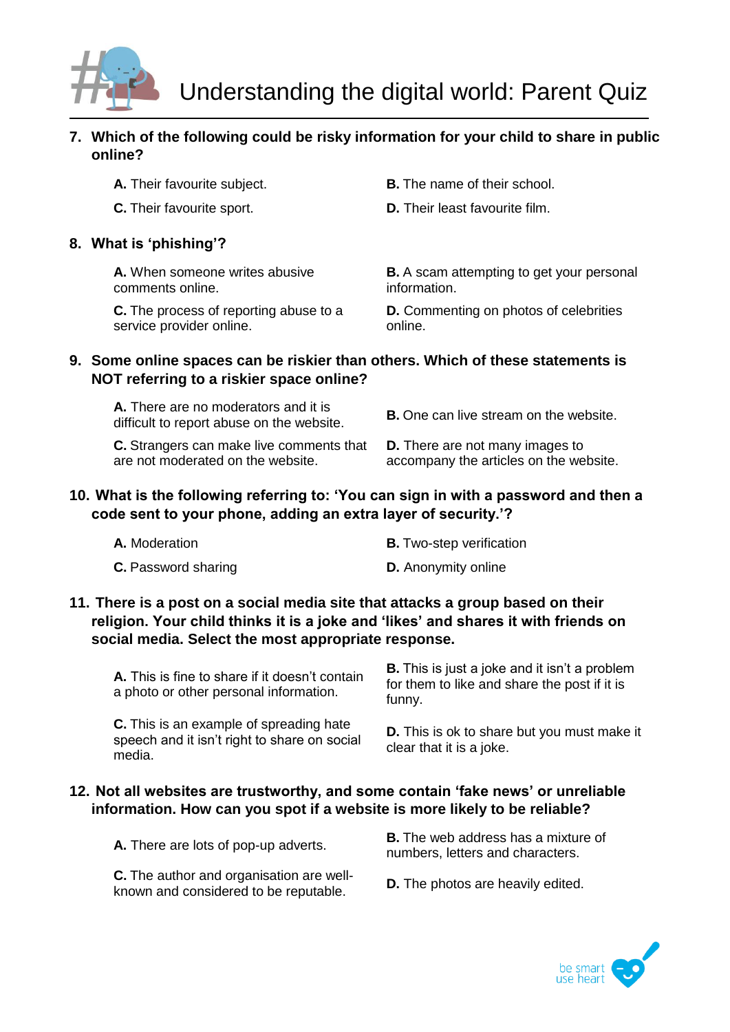# Understanding the digital world: Parent Quiz

**7. Which of the following could be risky information for your child to share in public online?**

**A.** Their favourite subject.

**B.** The name of their school.

**C.** Their favourite sport.

**D.** Their least favourite film.

**8. What is 'phishing'?**

**A.** When someone writes abusive comments online.

**B.** A scam attempting to get your personal information.

**C.** The process of reporting abuse to a service provider online.

**D.** Commenting on photos of celebrities online.

**9. Some online spaces can be riskier than others. Which of these statements is NOT referring to a riskier space online?**

**A.** There are no moderators and it is difficult to report abuse on the website.

**B.** One can live stream on the website.

**C.** Strangers can make live comments that are not moderated on the website.

**D.** There are not many images to accompany the articles on the website.

**10. What is the following referring to: 'You can sign in with a password and then a code sent to your phone, adding an extra layer of security.'?**

**A.** Moderation

**B.** Two-step verification

**C.** Password sharing

**D.** Anonymity online

**11. There is a post on a social media site that attacks a group based on their religion. Your child thinks it is a joke and 'likes' and shares it with friends on social media. Select the most appropriate response.**

**A.** This is fine to share if it doesn't contain a photo or other personal information.

**B.** This is just a joke and it isn't a problem for them to like and share the post if it is funny.

**C.** This is an example of spreading hate speech and it isn't right to share on social media.

**D.** This is ok to share but you must make it clear that it is a joke.

**12. Not all websites are trustworthy, and some contain 'fake news' or unreliable information. How can you spot if a website is more likely to be reliable?**

**A.** There are lots of pop-up adverts.

**B.** The web address has a mixture of numbers, letters and characters.

**C.** The author and organisation are well-known and considered to be reputable.

**D.** The photos are heavily edited.

be smart
use heart